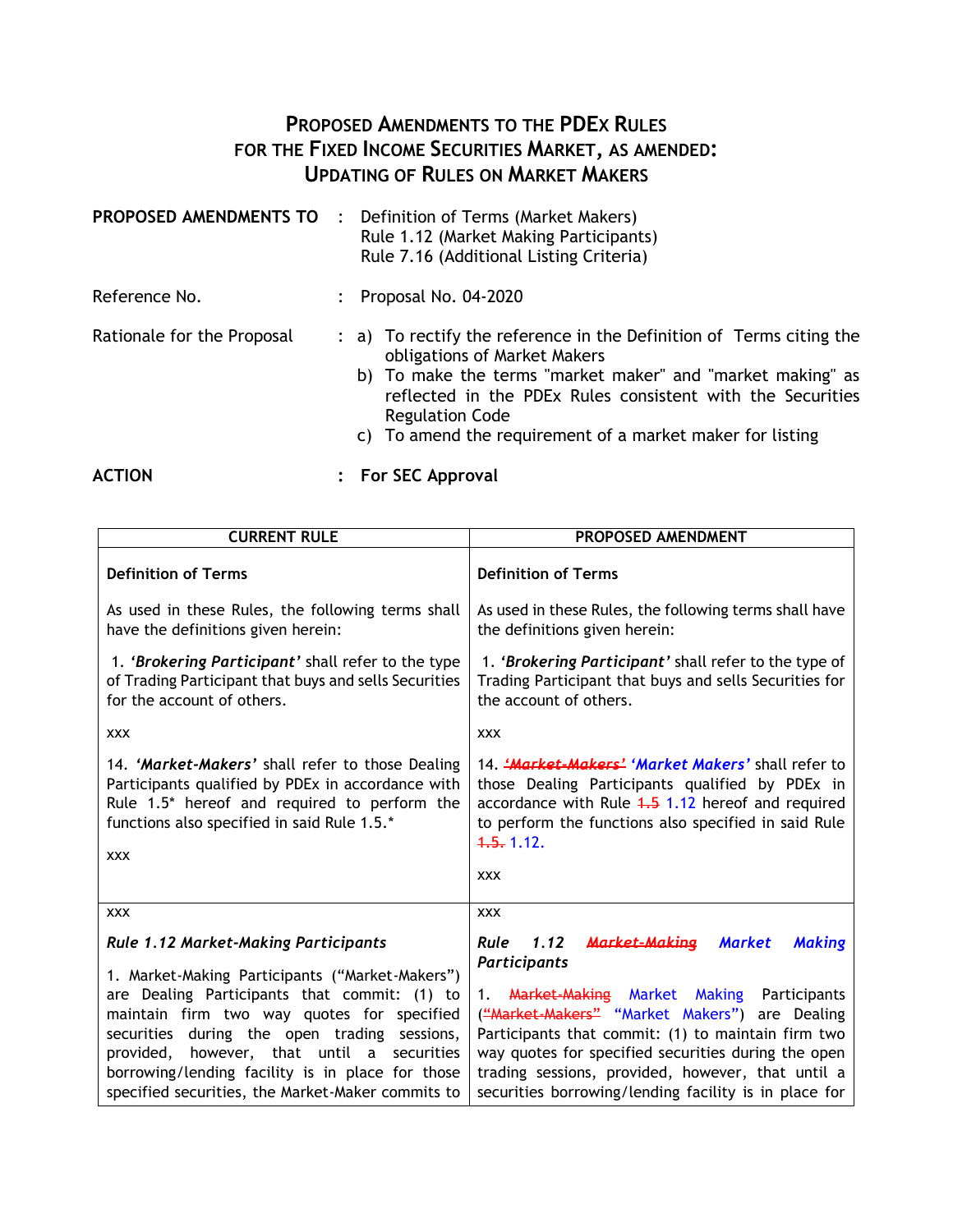# PROPOSED AMENDMENTS TO THE PDEx RULES FOR THE FIXED INCOME SECURITIES MARKET, AS AMENDED: UPDATING OF RULES ON MARKET MAKERS

**PROPOSED AMENDMENTS TO** : Definition of Terms (Market Makers)
Rule 1.12 (Market Making Participants)
Rule 7.16 (Additional Listing Criteria)

Reference No. : Proposal No. 04-2020

Rationale for the Proposal :
a) To rectify the reference in the Definition of Terms citing the obligations of Market Makers
b) To make the terms "market maker" and "market making" as reflected in the PDEx Rules consistent with the Securities Regulation Code
c) To amend the requirement of a market maker for listing

**ACTION** : **For SEC Approval**

| CURRENT RULE | PROPOSED AMENDMENT |
|---|---|
| **Definition of Terms**<br><br>As used in these Rules, the following terms shall have the definitions given herein:<br><br>1. ***'Brokering Participant'*** shall refer to the type of Trading Participant that buys and sells Securities for the account of others.<br><br>xxx<br><br>14. ***'Market-Makers'*** shall refer to those Dealing Participants qualified by PDEx in accordance with Rule 1.5* hereof and required to perform the functions also specified in said Rule 1.5.*<br><br>xxx | **Definition of Terms**<br><br>As used in these Rules, the following terms shall have the definitions given herein:<br><br>1. ***'Brokering Participant'*** shall refer to the type of Trading Participant that buys and sells Securities for the account of others.<br><br>xxx<br><br>14. ~~***'Market-Makers'***~~ ***'Market Makers'*** shall refer to those Dealing Participants qualified by PDEx in accordance with Rule ~~1.5~~ 1.12 hereof and required to perform the functions also specified in said Rule ~~1.5.~~ 1.12.<br><br>xxx |
| xxx<br><br>***Rule 1.12 Market-Making Participants***<br><br>1. Market-Making Participants ("Market-Makers") are Dealing Participants that commit: (1) to maintain firm two way quotes for specified securities during the open trading sessions, provided, however, that until a securities borrowing/lending facility is in place for those specified securities, the Market-Maker commits to | xxx<br><br>***Rule 1.12 ~~Market-Making~~ Market Making Participants***<br><br>1. ~~Market-Making~~ Market Making Participants (~~"Market-Makers"~~ "Market Makers") are Dealing Participants that commit: (1) to maintain firm two way quotes for specified securities during the open trading sessions, provided, however, that until a securities borrowing/lending facility is in place for |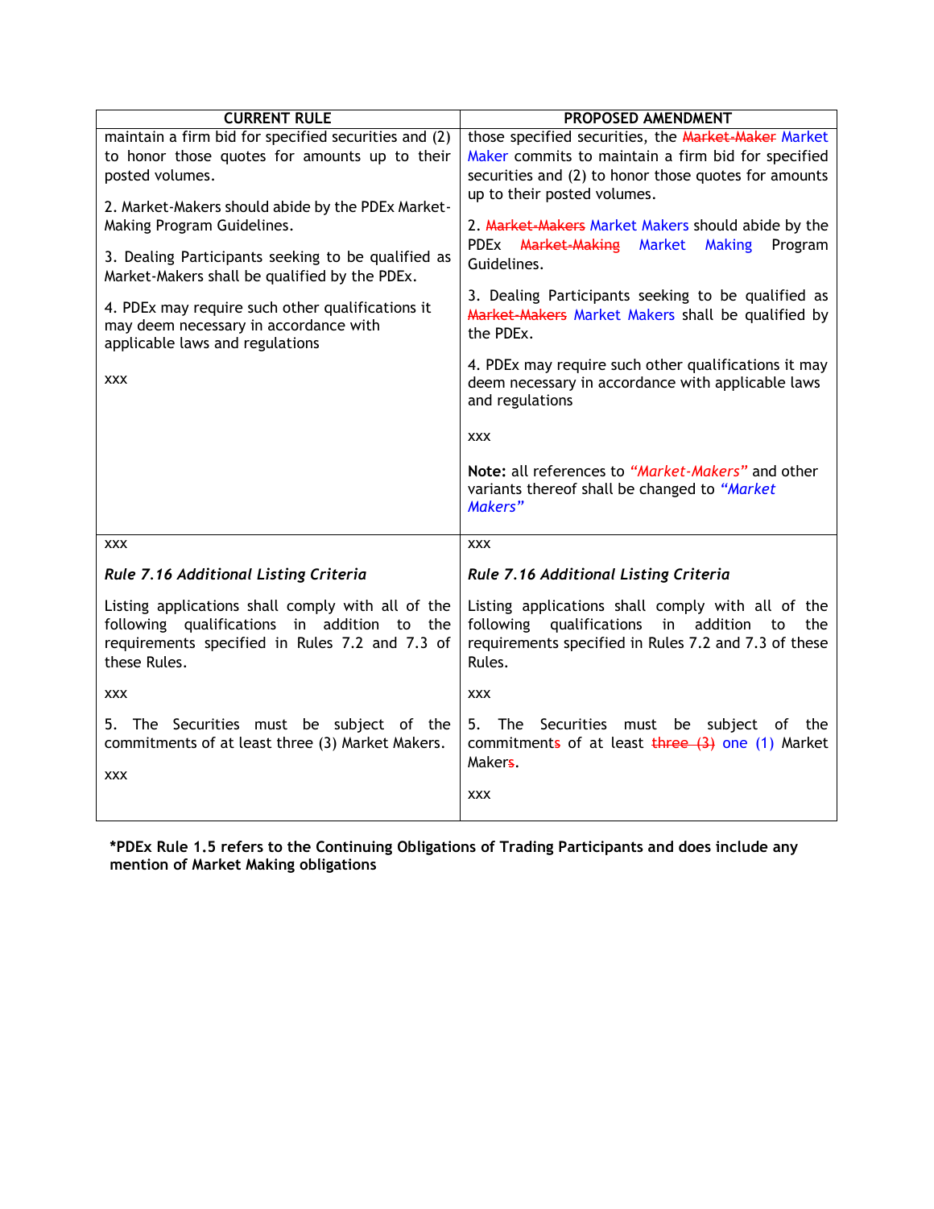| CURRENT RULE | PROPOSED AMENDMENT |
|---|---|
| maintain a firm bid for specified securities and (2) to honor those quotes for amounts up to their posted volumes.<br><br>2. Market-Makers should abide by the PDEx Market-Making Program Guidelines.<br><br>3. Dealing Participants seeking to be qualified as Market-Makers shall be qualified by the PDEx.<br><br>4. PDEx may require such other qualifications it may deem necessary in accordance with applicable laws and regulations<br><br>xxx | those specified securities, the ~~Market-Maker~~ Market Maker commits to maintain a firm bid for specified securities and (2) to honor those quotes for amounts up to their posted volumes.<br><br>2. ~~Market-Makers~~ Market Makers should abide by the PDEx ~~Market-Making~~ Market Making Program Guidelines.<br><br>3. Dealing Participants seeking to be qualified as ~~Market-Makers~~ Market Makers shall be qualified by the PDEx.<br><br>4. PDEx may require such other qualifications it may deem necessary in accordance with applicable laws and regulations<br><br>xxx<br><br>**Note:** all references to *"Market-Makers"* and other variants thereof shall be changed to *"Market Makers"* |
| xxx<br><br>*Rule 7.16 Additional Listing Criteria*<br><br>Listing applications shall comply with all of the following qualifications in addition to the requirements specified in Rules 7.2 and 7.3 of these Rules.<br><br>xxx<br><br>5. The Securities must be subject of the commitments of at least three (3) Market Makers.<br><br>xxx | xxx<br><br>*Rule 7.16 Additional Listing Criteria*<br><br>Listing applications shall comply with all of the following qualifications in addition to the requirements specified in Rules 7.2 and 7.3 of these Rules.<br><br>xxx<br><br>5. The Securities must be subject of the commitment~~s~~ of at least ~~three (3)~~ one (1) Market Maker~~s~~.<br><br>xxx |

**\*PDEx Rule 1.5 refers to the Continuing Obligations of Trading Participants and does include any mention of Market Making obligations**